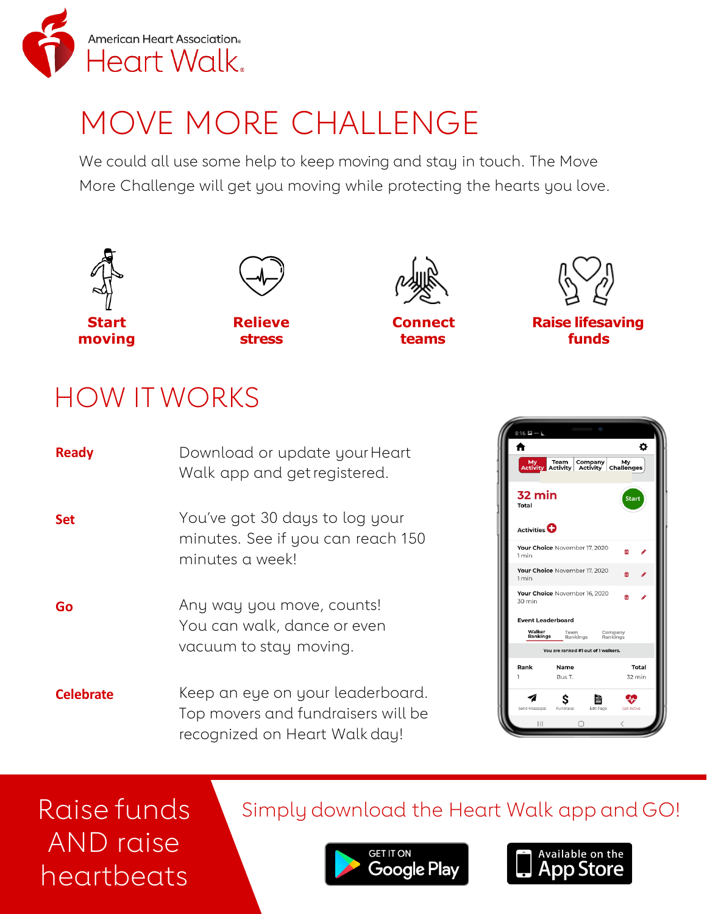American Heart Association®
Heart Walk®

# MOVE MORE CHALLENGE

We could all use some help to keep moving and stay in touch. The Move More Challenge will get you moving while protecting the hearts you love.

**Start moving**

**Relieve stress**

**Connect teams**

**Raise lifesaving funds**

## HOW IT WORKS

**Ready** — Download or update your Heart Walk app and get registered.

**Set** — You've got 30 days to log your minutes. See if you can reach 150 minutes a week!

**Go** — Any way you move, counts! You can walk, dance or even vacuum to stay moving.

**Celebrate** — Keep an eye on your leaderboard. Top movers and fundraisers will be recognized on Heart Walk day!

Raise funds AND raise heartbeats

Simply download the Heart Walk app and GO!

GET IT ON Google Play

Available on the App Store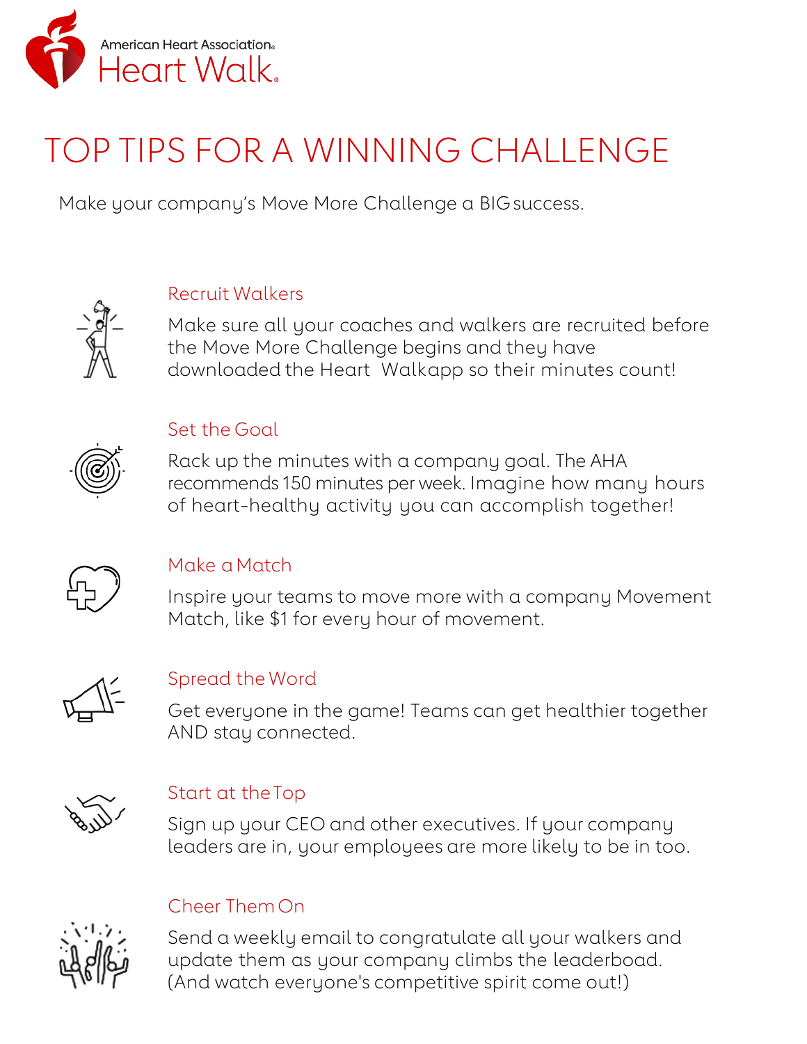American Heart Association®
Heart Walk®

# TOP TIPS FOR A WINNING CHALLENGE

Make your company's Move More Challenge a BIG success.

## Recruit Walkers

Make sure all your coaches and walkers are recruited before the Move More Challenge begins and they have downloaded the Heart Walk app so their minutes count!

## Set the Goal

Rack up the minutes with a company goal. The AHA recommends 150 minutes per week. Imagine how many hours of heart-healthy activity you can accomplish together!

## Make a Match

Inspire your teams to move more with a company Movement Match, like $1 for every hour of movement.

## Spread the Word

Get everyone in the game! Teams can get healthier together AND stay connected.

## Start at the Top

Sign up your CEO and other executives. If your company leaders are in, your employees are more likely to be in too.

## Cheer Them On

Send a weekly email to congratulate all your walkers and update them as your company climbs the leaderboad. (And watch everyone's competitive spirit come out!)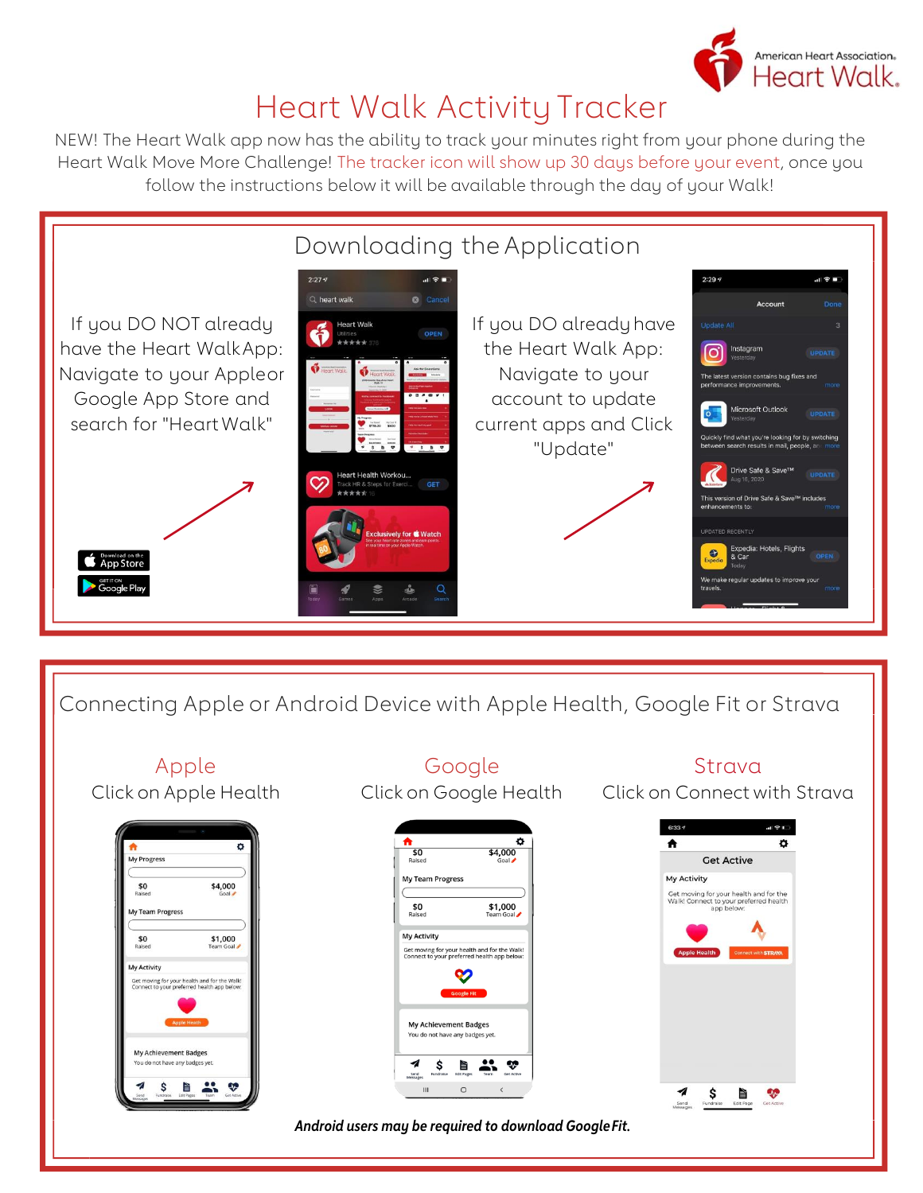American Heart Association. Heart Walk.

# Heart Walk Activity Tracker

NEW! The Heart Walk app now has the ability to track your minutes right from your phone during the Heart Walk Move More Challenge! The tracker icon will show up 30 days before your event, once you follow the instructions below it will be available through the day of your Walk!

## Downloading the Application

If you DO NOT already have the Heart Walk App: Navigate to your Apple or Google App Store and search for "Heart Walk"

Download on the App Store

GET IT ON Google Play

If you DO already have the Heart Walk App: Navigate to your account to update current apps and Click "Update"

## Connecting Apple or Android Device with Apple Health, Google Fit or Strava

### Apple

Click on Apple Health

### Google

Click on Google Health

### Strava

Click on Connect with Strava

***Android users may be required to download Google Fit.***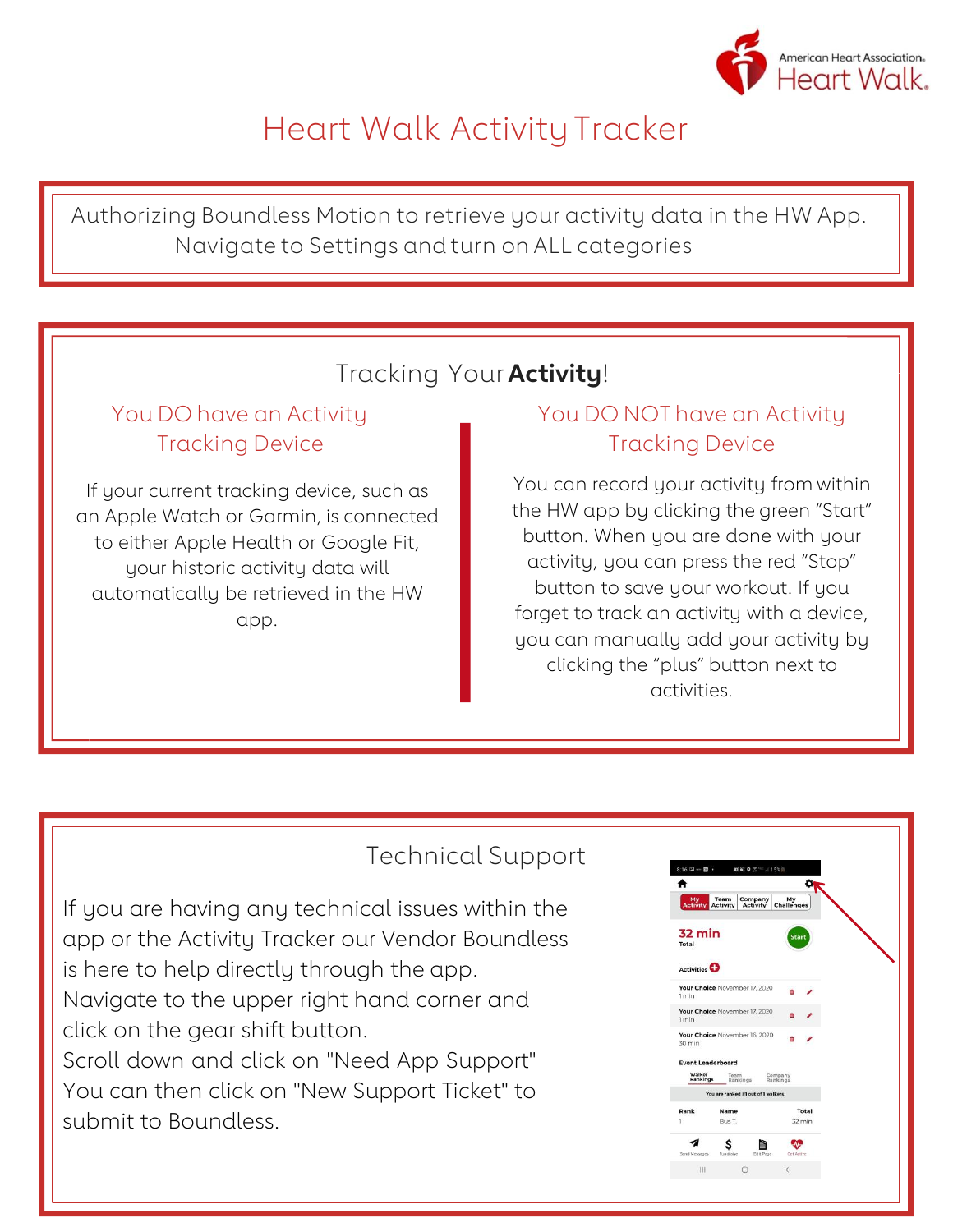American Heart Association. Heart Walk.

# Heart Walk Activity Tracker

Authorizing Boundless Motion to retrieve your activity data in the HW App. Navigate to Settings and turn on ALL categories

## Tracking Your **Activity**!

### You DO have an Activity Tracking Device

If your current tracking device, such as an Apple Watch or Garmin, is connected to either Apple Health or Google Fit, your historic activity data will automatically be retrieved in the HW app.

### You DO NOT have an Activity Tracking Device

You can record your activity from within the HW app by clicking the green "Start" button. When you are done with your activity, you can press the red "Stop" button to save your workout. If you forget to track an activity with a device, you can manually add your activity by clicking the "plus" button next to activities.

## Technical Support

If you are having any technical issues within the app or the Activity Tracker our Vendor Boundless is here to help directly through the app.
Navigate to the upper right hand corner and click on the gear shift button.
Scroll down and click on "Need App Support"
You can then click on "New Support Ticket" to submit to Boundless.